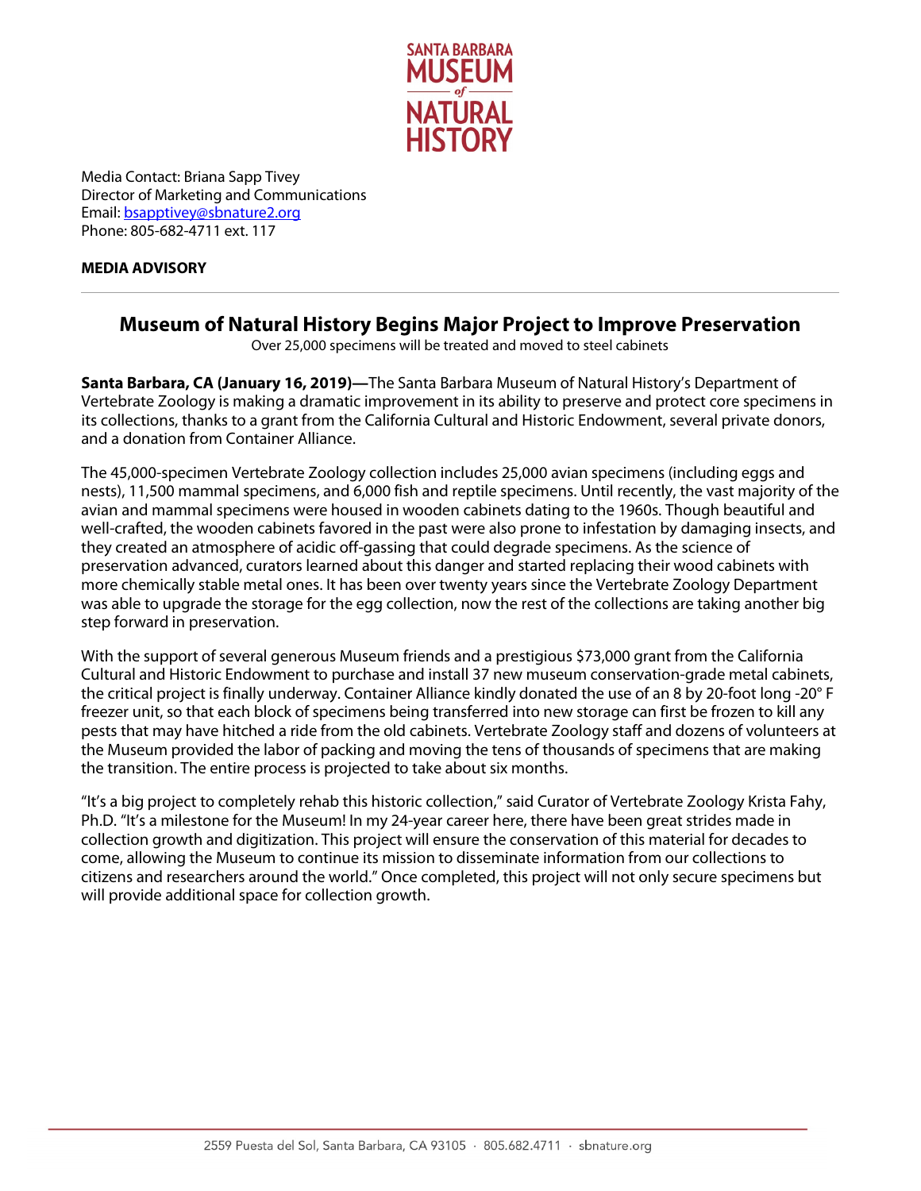SANTA BARBARA MUSEUM of NATURAL HISTORY

Media Contact: Briana Sapp Tivey
Director of Marketing and Communications
Email: bsapptivey@sbnature2.org
Phone: 805-682-4711 ext. 117

**MEDIA ADVISORY**

---

## Museum of Natural History Begins Major Project to Improve Preservation

Over 25,000 specimens will be treated and moved to steel cabinets

**Santa Barbara, CA (January 16, 2019)—**The Santa Barbara Museum of Natural History's Department of Vertebrate Zoology is making a dramatic improvement in its ability to preserve and protect core specimens in its collections, thanks to a grant from the California Cultural and Historic Endowment, several private donors, and a donation from Container Alliance.

The 45,000-specimen Vertebrate Zoology collection includes 25,000 avian specimens (including eggs and nests), 11,500 mammal specimens, and 6,000 fish and reptile specimens. Until recently, the vast majority of the avian and mammal specimens were housed in wooden cabinets dating to the 1960s. Though beautiful and well-crafted, the wooden cabinets favored in the past were also prone to infestation by damaging insects, and they created an atmosphere of acidic off-gassing that could degrade specimens. As the science of preservation advanced, curators learned about this danger and started replacing their wood cabinets with more chemically stable metal ones. It has been over twenty years since the Vertebrate Zoology Department was able to upgrade the storage for the egg collection, now the rest of the collections are taking another big step forward in preservation.

With the support of several generous Museum friends and a prestigious $73,000 grant from the California Cultural and Historic Endowment to purchase and install 37 new museum conservation-grade metal cabinets, the critical project is finally underway. Container Alliance kindly donated the use of an 8 by 20-foot long -20° F freezer unit, so that each block of specimens being transferred into new storage can first be frozen to kill any pests that may have hitched a ride from the old cabinets. Vertebrate Zoology staff and dozens of volunteers at the Museum provided the labor of packing and moving the tens of thousands of specimens that are making the transition. The entire process is projected to take about six months.

"It's a big project to completely rehab this historic collection," said Curator of Vertebrate Zoology Krista Fahy, Ph.D. "It's a milestone for the Museum! In my 24-year career here, there have been great strides made in collection growth and digitization. This project will ensure the conservation of this material for decades to come, allowing the Museum to continue its mission to disseminate information from our collections to citizens and researchers around the world." Once completed, this project will not only secure specimens but will provide additional space for collection growth.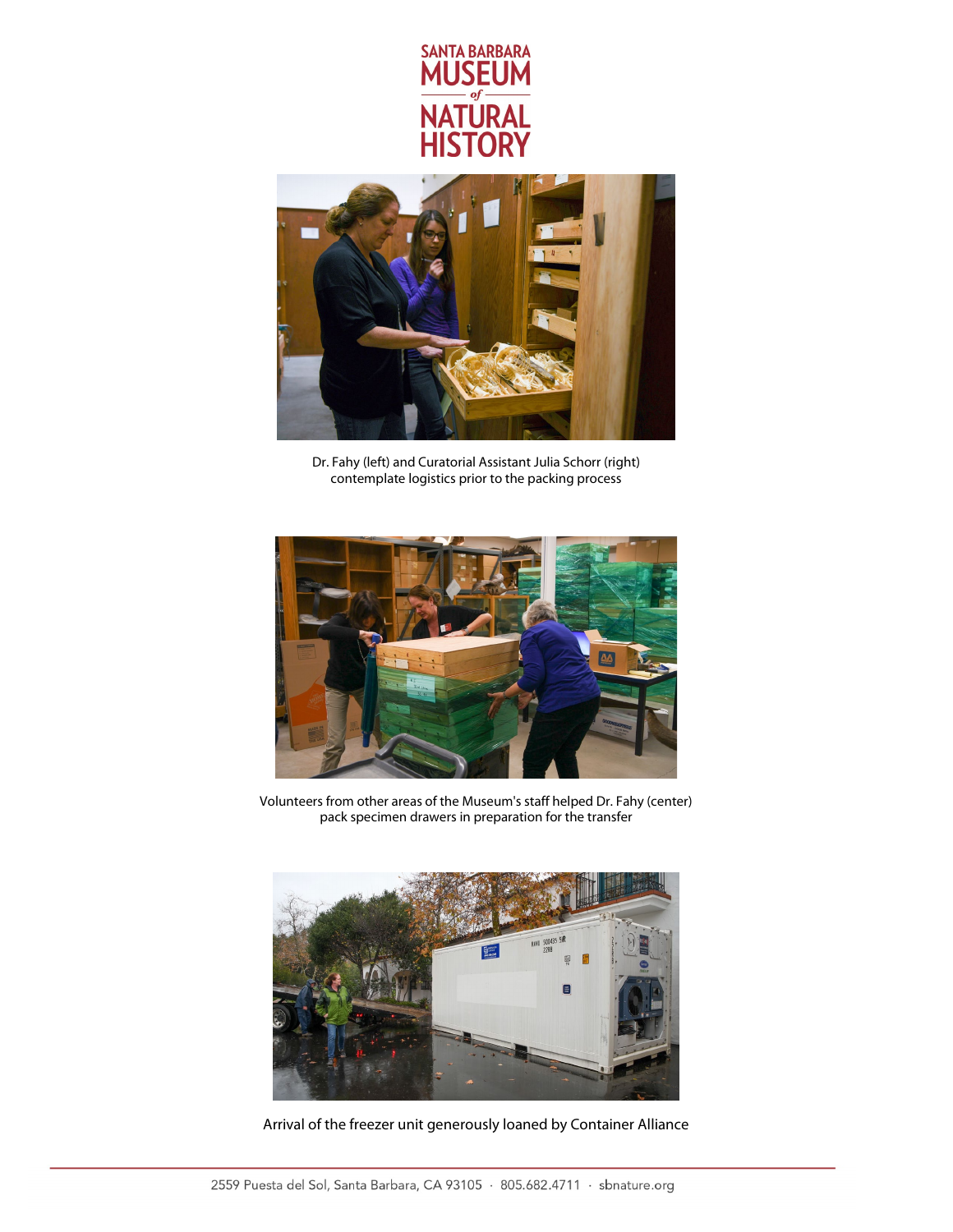Dr. Fahy (left) and Curatorial Assistant Julia Schorr (right) contemplate logistics prior to the packing process

Volunteers from other areas of the Museum's staff helped Dr. Fahy (center) pack specimen drawers in preparation for the transfer

Arrival of the freezer unit generously loaned by Container Alliance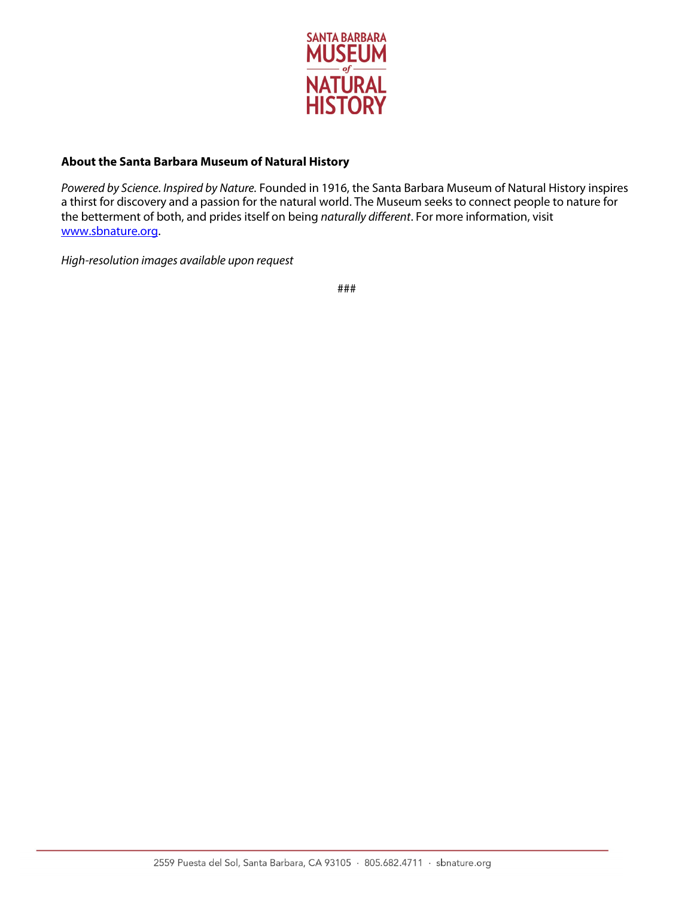SANTA BARBARA MUSEUM *of* NATURAL HISTORY

**About the Santa Barbara Museum of Natural History**

*Powered by Science. Inspired by Nature.* Founded in 1916, the Santa Barbara Museum of Natural History inspires a thirst for discovery and a passion for the natural world. The Museum seeks to connect people to nature for the betterment of both, and prides itself on being *naturally different*. For more information, visit www.sbnature.org.

*High-resolution images available upon request*

###

2559 Puesta del Sol, Santa Barbara, CA 93105 · 805.682.4711 · sbnature.org